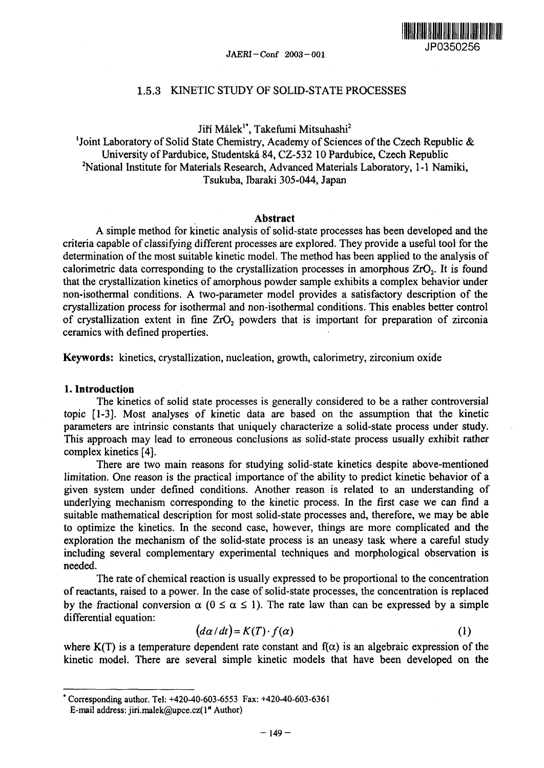# 1.5.3 KINETIC STUDY OF SOLID-STATE PROCESSES

Jiří Málek[1*], Takefumi Mitsuhashi[2]

[1]Joint Laboratory of Solid State Chemistry, Academy of Sciences of the Czech Republic & University of Pardubice, Studentská 84, CZ-532 10 Pardubice, Czech Republic

[2]National Institute for Materials Research, Advanced Materials Laboratory, 1-1 Namiki, Tsukuba, Ibaraki 305-044, Japan

## Abstract

A simple method for kinetic analysis of solid-state processes has been developed and the criteria capable of classifying different processes are explored. They provide a useful tool for the determination of the most suitable kinetic model. The method has been applied to the analysis of calorimetric data corresponding to the crystallization processes in amorphous $ZrO_2$. It is found that the crystallization kinetics of amorphous powder sample exhibits a complex behavior under non-isothermal conditions. A two-parameter model provides a satisfactory description of the crystallization process for isothermal and non-isothermal conditions. This enables better control of crystallization extent in fine $ZrO_2$ powders that is important for preparation of zirconia ceramics with defined properties.

**Keywords:** kinetics, crystallization, nucleation, growth, calorimetry, zirconium oxide

## 1. Introduction

The kinetics of solid state processes is generally considered to be a rather controversial topic [1-3]. Most analyses of kinetic data are based on the assumption that the kinetic parameters are intrinsic constants that uniquely characterize a solid-state process under study. This approach may lead to erroneous conclusions as solid-state process usually exhibit rather complex kinetics [4].

There are two main reasons for studying solid-state kinetics despite above-mentioned limitation. One reason is the practical importance of the ability to predict kinetic behavior of a given system under defined conditions. Another reason is related to an understanding of underlying mechanism corresponding to the kinetic process. In the first case we can find a suitable mathematical description for most solid-state processes and, therefore, we may be able to optimize the kinetics. In the second case, however, things are more complicated and the exploration the mechanism of the solid-state process is an uneasy task where a careful study including several complementary experimental techniques and morphological observation is needed.

The rate of chemical reaction is usually expressed to be proportional to the concentration of reactants, raised to a power. In the case of solid-state processes, the concentration is replaced by the fractional conversion $\alpha$ ($0 \leq \alpha \leq 1$). The rate law than can be expressed by a simple differential equation:

$$(d\alpha / dt) = K(T) \cdot f(\alpha) \tag{1}$$

where K(T) is a temperature dependent rate constant and $f(\alpha)$ is an algebraic expression of the kinetic model. There are several simple kinetic models that have been developed on the

---

[*] Corresponding author. Tel: +420-40-603-6553 Fax: +420-40-603-6361
E-mail address: jiri.malek@upce.cz(1st Author)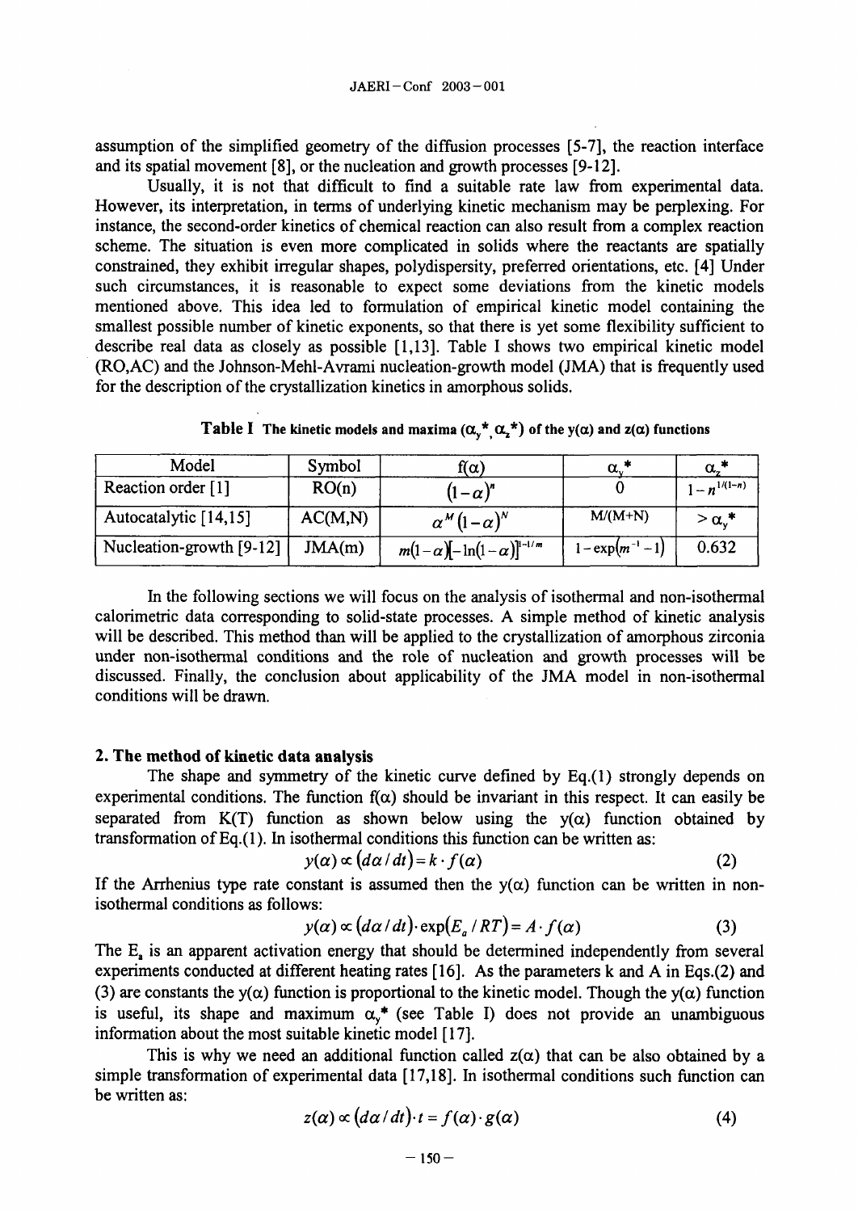assumption of the simplified geometry of the diffusion processes [5-7], the reaction interface and its spatial movement [8], or the nucleation and growth processes [9-12].

Usually, it is not that difficult to find a suitable rate law from experimental data. However, its interpretation, in terms of underlying kinetic mechanism may be perplexing. For instance, the second-order kinetics of chemical reaction can also result from a complex reaction scheme. The situation is even more complicated in solids where the reactants are spatially constrained, they exhibit irregular shapes, polydispersity, preferred orientations, etc. [4] Under such circumstances, it is reasonable to expect some deviations from the kinetic models mentioned above. This idea led to formulation of empirical kinetic model containing the smallest possible number of kinetic exponents, so that there is yet some flexibility sufficient to describe real data as closely as possible [1,13]. Table I shows two empirical kinetic model (RO,AC) and the Johnson-Mehl-Avrami nucleation-growth model (JMA) that is frequently used for the description of the crystallization kinetics in amorphous solids.

**Table I** The kinetic models and maxima ($\alpha_y^*$, $\alpha_z^*$) of the $y(\alpha)$ and $z(\alpha)$ functions

| Model | Symbol | $f(\alpha)$ | $\alpha_y^*$ | $\alpha_z^*$ |
| --- | --- | --- | --- | --- |
| Reaction order [1] | RO(n) | $(1-\alpha)^n$ | 0 | $1-n^{1/(1-n)}$ |
| Autocatalytic [14,15] | AC(M,N) | $\alpha^M(1-\alpha)^N$ | M/(M+N) | $> \alpha_y^*$ |
| Nucleation-growth [9-12] | JMA(m) | $m(1-\alpha)[-\ln(1-\alpha)]^{1-1/m}$ | $1-\exp(m^{-1}-1)$ | 0.632 |

In the following sections we will focus on the analysis of isothermal and non-isothermal calorimetric data corresponding to solid-state processes. A simple method of kinetic analysis will be described. This method than will be applied to the crystallization of amorphous zirconia under non-isothermal conditions and the role of nucleation and growth processes will be discussed. Finally, the conclusion about applicability of the JMA model in non-isothermal conditions will be drawn.

## 2. The method of kinetic data analysis

The shape and symmetry of the kinetic curve defined by Eq.(1) strongly depends on experimental conditions. The function $f(\alpha)$ should be invariant in this respect. It can easily be separated from K(T) function as shown below using the $y(\alpha)$ function obtained by transformation of Eq.(1). In isothermal conditions this function can be written as:

$$y(\alpha) \propto (d\alpha/dt) = k \cdot f(\alpha) \tag{2}$$

If the Arrhenius type rate constant is assumed then the $y(\alpha)$ function can be written in non-isothermal conditions as follows:

$$y(\alpha) \propto (d\alpha/dt) \cdot \exp(E_a/RT) = A \cdot f(\alpha) \tag{3}$$

The $E_a$ is an apparent activation energy that should be determined independently from several experiments conducted at different heating rates [16]. As the parameters k and A in Eqs.(2) and (3) are constants the $y(\alpha)$ function is proportional to the kinetic model. Though the $y(\alpha)$ function is useful, its shape and maximum $\alpha_y^*$ (see Table I) does not provide an unambiguous information about the most suitable kinetic model [17].

This is why we need an additional function called $z(\alpha)$ that can be also obtained by a simple transformation of experimental data [17,18]. In isothermal conditions such function can be written as:

$$z(\alpha) \propto (d\alpha/dt) \cdot t = f(\alpha) \cdot g(\alpha) \tag{4}$$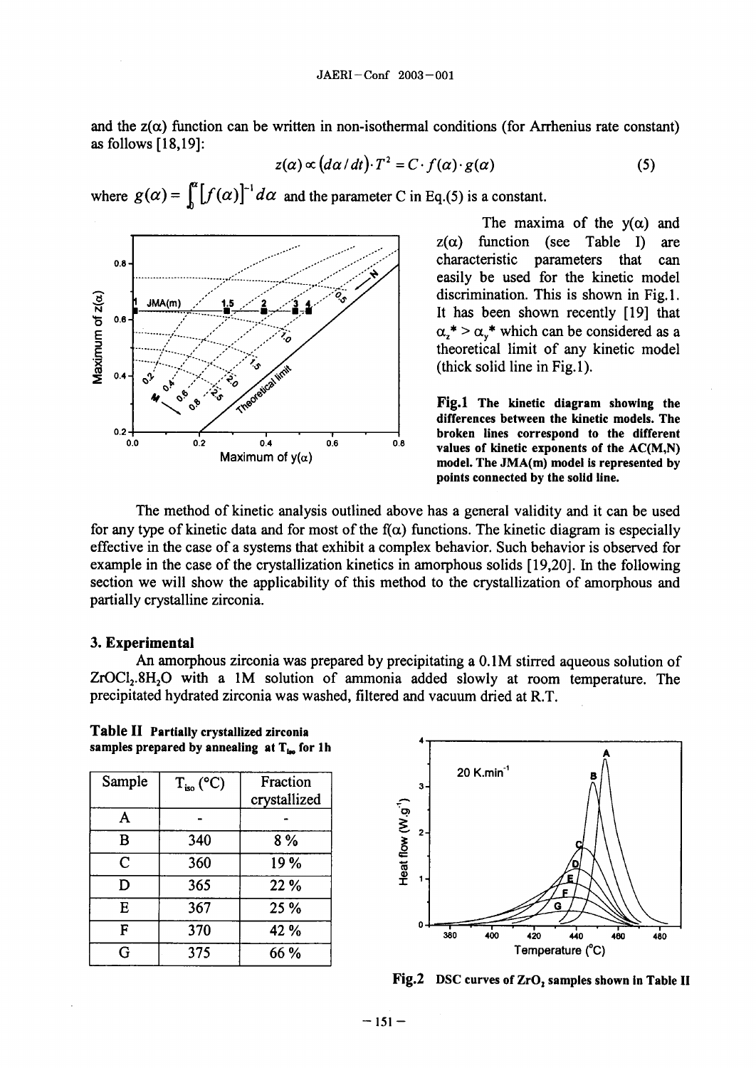and the z(α) function can be written in non-isothermal conditions (for Arrhenius rate constant) as follows [18,19]:

$$z(\alpha) \propto (d\alpha/dt)\cdot T^2 = C\cdot f(\alpha)\cdot g(\alpha) \quad (5)$$

where $g(\alpha) = \int_0^\alpha [f(\alpha)]^{-1} d\alpha$ and the parameter C in Eq.(5) is a constant.

The maxima of the y(α) and z(α) function (see Table I) are characteristic parameters that can easily be used for the kinetic model discrimination. This is shown in Fig.1. It has been shown recently [19] that $\alpha_z^* > \alpha_y^*$ which can be considered as a theoretical limit of any kinetic model (thick solid line in Fig.1).

Maximum of z(α)
Maximum of y(α)
0.2
0.4
0.6
0.8
0.0
0.2
0.4
0.6
0.8
JMA(m)
1
1.5
2
3
4
N
0.5
1.0
1.5
2.0
2.5
M
0.2
0.4
0.6
0.8
Theoretical limit

**Fig.1 The kinetic diagram showing the differences between the kinetic models. The broken lines correspond to the different values of kinetic exponents of the AC(M,N) model. The JMA(m) model is represented by points connected by the solid line.**

The method of kinetic analysis outlined above has a general validity and it can be used for any type of kinetic data and for most of the f(α) functions. The kinetic diagram is especially effective in the case of a systems that exhibit a complex behavior. Such behavior is observed for example in the case of the crystallization kinetics in amorphous solids [19,20]. In the following section we will show the applicability of this method to the crystallization of amorphous and partially crystalline zirconia.

## 3. Experimental

An amorphous zirconia was prepared by precipitating a 0.1M stirred aqueous solution of $ZrOCl_2.8H_2O$ with a 1M solution of ammonia added slowly at room temperature. The precipitated hydrated zirconia was washed, filtered and vacuum dried at R.T.

**Table II Partially crystallized zirconia samples prepared by annealing at $T_{iso}$ for 1h**

| Sample | $T_{iso}$ (°C) | Fraction crystallized |
|---|---|---|
| A | - | - |
| B | 340 | 8 % |
| C | 360 | 19 % |
| D | 365 | 22 % |
| E | 367 | 25 % |
| F | 370 | 42 % |
| G | 375 | 66 % |

Heat flow (W.g$^{-1}$)
Temperature (°C)
20 K.min$^{-1}$
0
1
2
3
4
380
400
420
440
460
480
A
B
C
D
E
F
G

**Fig.2 DSC curves of $ZrO_2$ samples shown in Table II**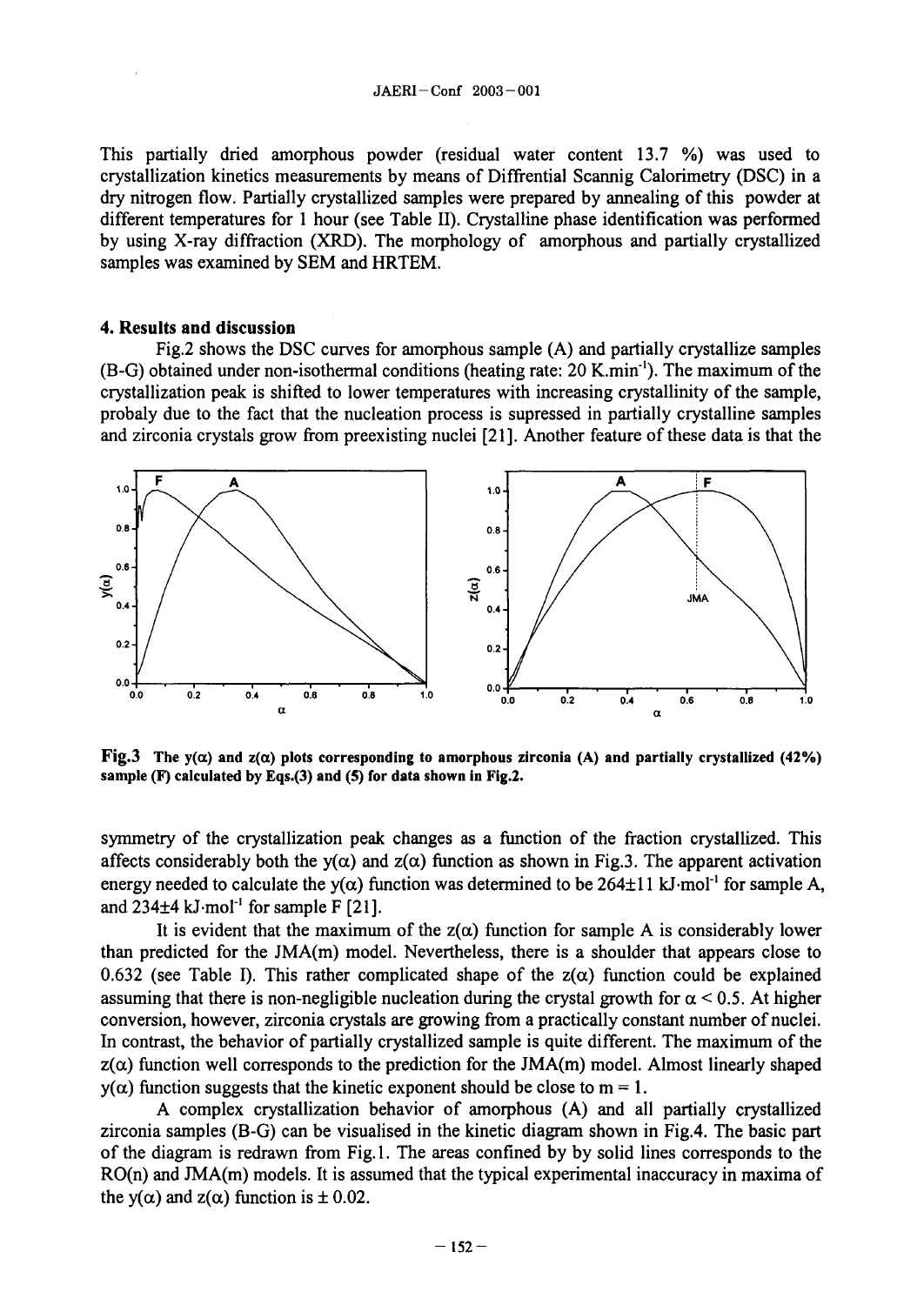This partially dried amorphous powder (residual water content 13.7 %) was used to crystallization kinetics measurements by means of Diffrential Scannig Calorimetry (DSC) in a dry nitrogen flow. Partially crystallized samples were prepared by annealing of this powder at different temperatures for 1 hour (see Table II). Crystalline phase identification was performed by using X-ray diffraction (XRD). The morphology of amorphous and partially crystallized samples was examined by SEM and HRTEM.

## 4. Results and discussion

Fig.2 shows the DSC curves for amorphous sample (A) and partially crystallize samples (B-G) obtained under non-isothermal conditions (heating rate: 20 $K.min^{-1}$). The maximum of the crystallization peak is shifted to lower temperatures with increasing crystallinity of the sample, probaly due to the fact that the nucleation process is supressed in partially crystalline samples and zirconia crystals grow from preexisting nuclei [21]. Another feature of these data is that the

F
A
1.0
0.8
0.6
$y(\alpha)$
0.4
0.2
0.0
0.0 0.2 0.4 0.6 0.8 1.0
$\alpha$

A
F
1.0
0.8
0.6
$z(\alpha)$
0.4
JMA
0.2
0.0
0.0 0.2 0.4 0.6 0.8 1.0
$\alpha$

**Fig.3** The $y(\alpha)$ and $z(\alpha)$ plots corresponding to amorphous zirconia (A) and partially crystallized (42%) sample (F) calculated by Eqs.(3) and (5) for data shown in Fig.2.

symmetry of the crystallization peak changes as a function of the fraction crystallized. This affects considerably both the $y(\alpha)$ and $z(\alpha)$ function as shown in Fig.3. The apparent activation energy needed to calculate the $y(\alpha)$ function was determined to be 264±11 $kJ \cdot mol^{-1}$ for sample A, and 234±4 $kJ \cdot mol^{-1}$ for sample F [21].

It is evident that the maximum of the $z(\alpha)$ function for sample A is considerably lower than predicted for the JMA(m) model. Nevertheless, there is a shoulder that appears close to 0.632 (see Table I). This rather complicated shape of the $z(\alpha)$ function could be explained assuming that there is non-negligible nucleation during the crystal growth for $\alpha < 0.5$. At higher conversion, however, zirconia crystals are growing from a practically constant number of nuclei. In contrast, the behavior of partially crystallized sample is quite different. The maximum of the $z(\alpha)$ function well corresponds to the prediction for the JMA(m) model. Almost linearly shaped $y(\alpha)$ function suggests that the kinetic exponent should be close to $m = 1$.

A complex crystallization behavior of amorphous (A) and all partially crystallized zirconia samples (B-G) can be visualised in the kinetic diagram shown in Fig.4. The basic part of the diagram is redrawn from Fig.1. The areas confined by by solid lines corresponds to the RO(n) and JMA(m) models. It is assumed that the typical experimental inaccuracy in maxima of the $y(\alpha)$ and $z(\alpha)$ function is ± 0.02.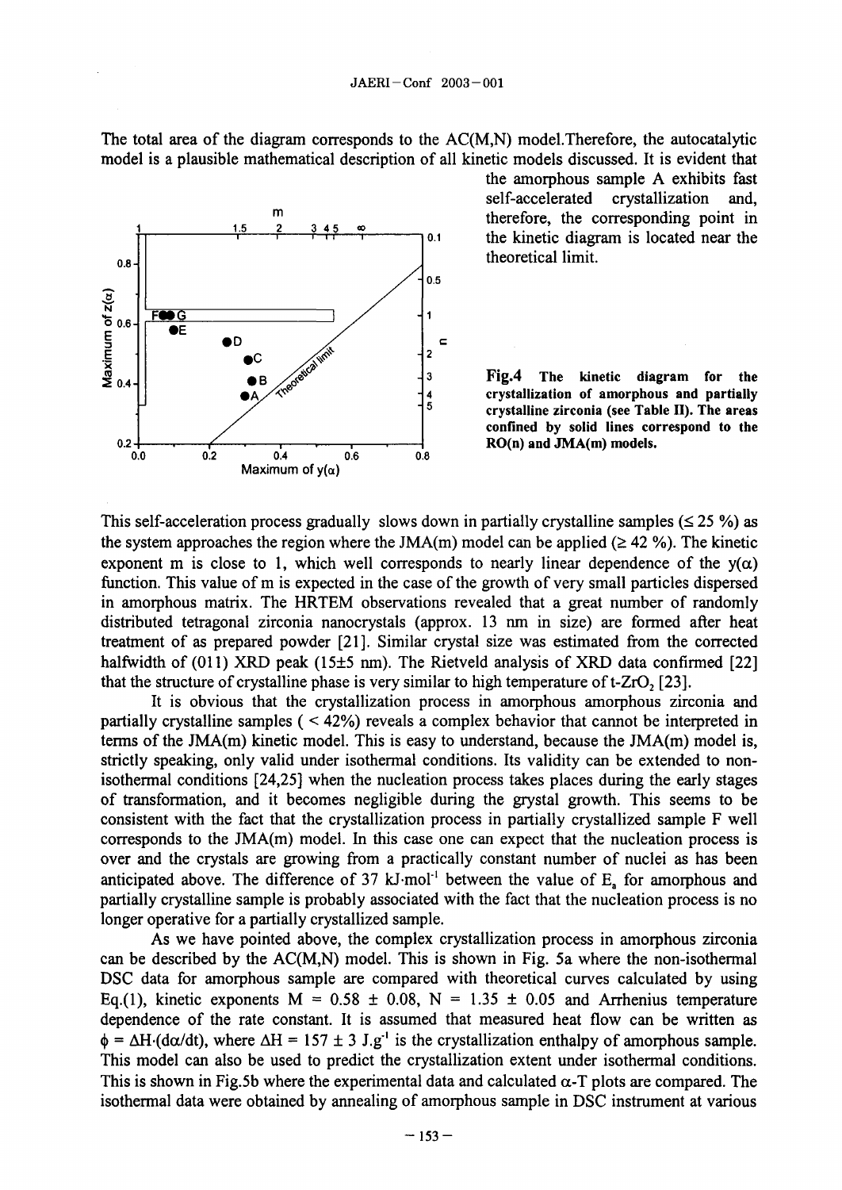The total area of the diagram corresponds to the AC(M,N) model.Therefore, the autocatalytic model is a plausible mathematical description of all kinetic models discussed. It is evident that the amorphous sample A exhibits fast self-accelerated crystallization and, therefore, the corresponding point in the kinetic diagram is located near the theoretical limit.

m
1 1.5 2 3 4 5 ∞
0.1
0.5
1
2
3
4
5
n
Maximum of z(α)
0.8
0.6
0.4
0.2
0.0 0.2 0.4 0.6 0.8
Maximum of y(α)
F G
E
D
C
B
A
Theoretical limit

**Fig.4** The kinetic diagram for the crystallization of amorphous and partially crystalline zirconia (see Table II). The areas confined by solid lines correspond to the RO(n) and JMA(m) models.

This self-acceleration process gradually slows down in partially crystalline samples (≤ 25 %) as the system approaches the region where the JMA(m) model can be applied (≥ 42 %). The kinetic exponent m is close to 1, which well corresponds to nearly linear dependence of the $y(\alpha)$ function. This value of m is expected in the case of the growth of very small particles dispersed in amorphous matrix. The HRTEM observations revealed that a great number of randomly distributed tetragonal zirconia nanocrystals (approx. 13 nm in size) are formed after heat treatment of as prepared powder [21]. Similar crystal size was estimated from the corrected halfwidth of (011) XRD peak (15±5 nm). The Rietveld analysis of XRD data confirmed [22] that the structure of crystalline phase is very similar to high temperature of t-$ZrO_2$ [23].

It is obvious that the crystallization process in amorphous amorphous zirconia and partially crystalline samples ( < 42%) reveals a complex behavior that cannot be interpreted in terms of the JMA(m) kinetic model. This is easy to understand, because the JMA(m) model is, strictly speaking, only valid under isothermal conditions. Its validity can be extended to non-isothermal conditions [24,25] when the nucleation process takes places during the early stages of transformation, and it becomes negligible during the grystal growth. This seems to be consistent with the fact that the crystallization process in partially crystallized sample F well corresponds to the JMA(m) model. In this case one can expect that the nucleation process is over and the crystals are growing from a practically constant number of nuclei as has been anticipated above. The difference of 37 $kJ \cdot mol^{-1}$ between the value of $E_a$ for amorphous and partially crystalline sample is probably associated with the fact that the nucleation process is no longer operative for a partially crystallized sample.

As we have pointed above, the complex crystallization process in amorphous zirconia can be described by the AC(M,N) model. This is shown in Fig. 5a where the non-isothermal DSC data for amorphous sample are compared with theoretical curves calculated by using Eq.(1), kinetic exponents $M = 0.58 \pm 0.08$, $N = 1.35 \pm 0.05$ and Arrhenius temperature dependence of the rate constant. It is assumed that measured heat flow can be written as $\phi = \Delta H \cdot (d\alpha/dt)$, where $\Delta H = 157 \pm 3$ $J.g^{-1}$ is the crystallization enthalpy of amorphous sample. This model can also be used to predict the crystallization extent under isothermal conditions. This is shown in Fig.5b where the experimental data and calculated α-T plots are compared. The isothermal data were obtained by annealing of amorphous sample in DSC instrument at various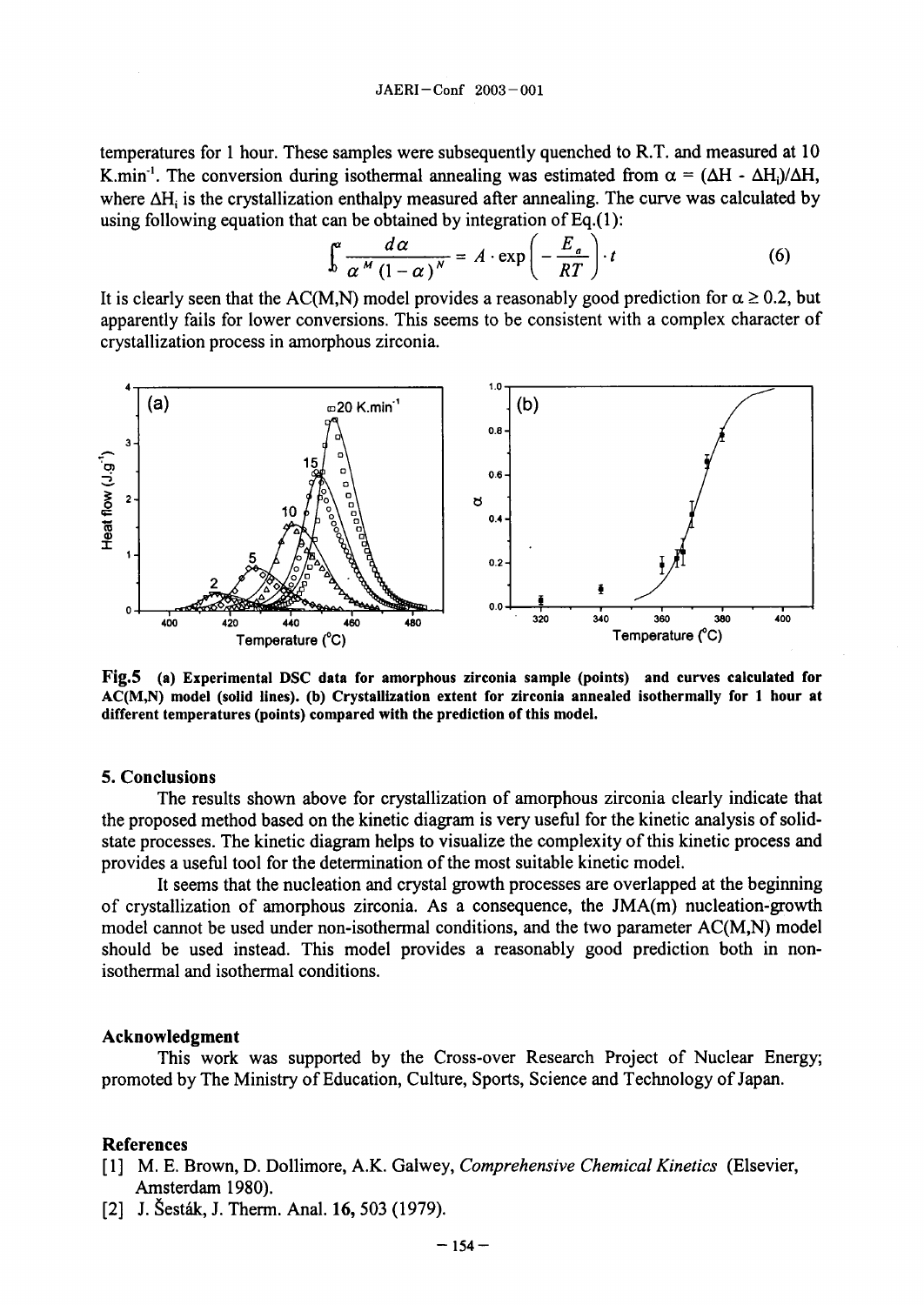temperatures for 1 hour. These samples were subsequently quenched to R.T. and measured at 10 $K.min^{-1}$. The conversion during isothermal annealing was estimated from $\alpha = (\Delta H - \Delta H_i)/\Delta H$, where $\Delta H_i$ is the crystallization enthalpy measured after annealing. The curve was calculated by using following equation that can be obtained by integration of Eq.(1):

$$\int_0^{\alpha} \frac{d\alpha}{\alpha^M (1-\alpha)^N} = A \cdot \exp\left(-\frac{E_a}{RT}\right) \cdot t \qquad (6)$$

It is clearly seen that the AC(M,N) model provides a reasonably good prediction for $\alpha \geq 0.2$, but apparently fails for lower conversions. This seems to be consistent with a complex character of crystallization process in amorphous zirconia.

(a)
20 K.min$^{-1}$
15
10
5
2
Heat flow (J.g$^{-1}$)
Temperature (°C)

(b)
α
Temperature (°C)

**Fig.5** **(a) Experimental DSC data for amorphous zirconia sample (points) and curves calculated for AC(M,N) model (solid lines). (b) Crystallization extent for zirconia annealed isothermally for 1 hour at different temperatures (points) compared with the prediction of this model.**

## 5. Conclusions

The results shown above for crystallization of amorphous zirconia clearly indicate that the proposed method based on the kinetic diagram is very useful for the kinetic analysis of solid-state processes. The kinetic diagram helps to visualize the complexity of this kinetic process and provides a useful tool for the determination of the most suitable kinetic model.

It seems that the nucleation and crystal growth processes are overlapped at the beginning of crystallization of amorphous zirconia. As a consequence, the JMA(m) nucleation-growth model cannot be used under non-isothermal conditions, and the two parameter AC(M,N) model should be used instead. This model provides a reasonably good prediction both in non-isothermal and isothermal conditions.

## Acknowledgment

This work was supported by the Cross-over Research Project of Nuclear Energy; promoted by The Ministry of Education, Culture, Sports, Science and Technology of Japan.

## References

[1] M. E. Brown, D. Dollimore, A.K. Galwey, *Comprehensive Chemical Kinetics* (Elsevier, Amsterdam 1980).

[2] J. Šesták, J. Therm. Anal. **16**, 503 (1979).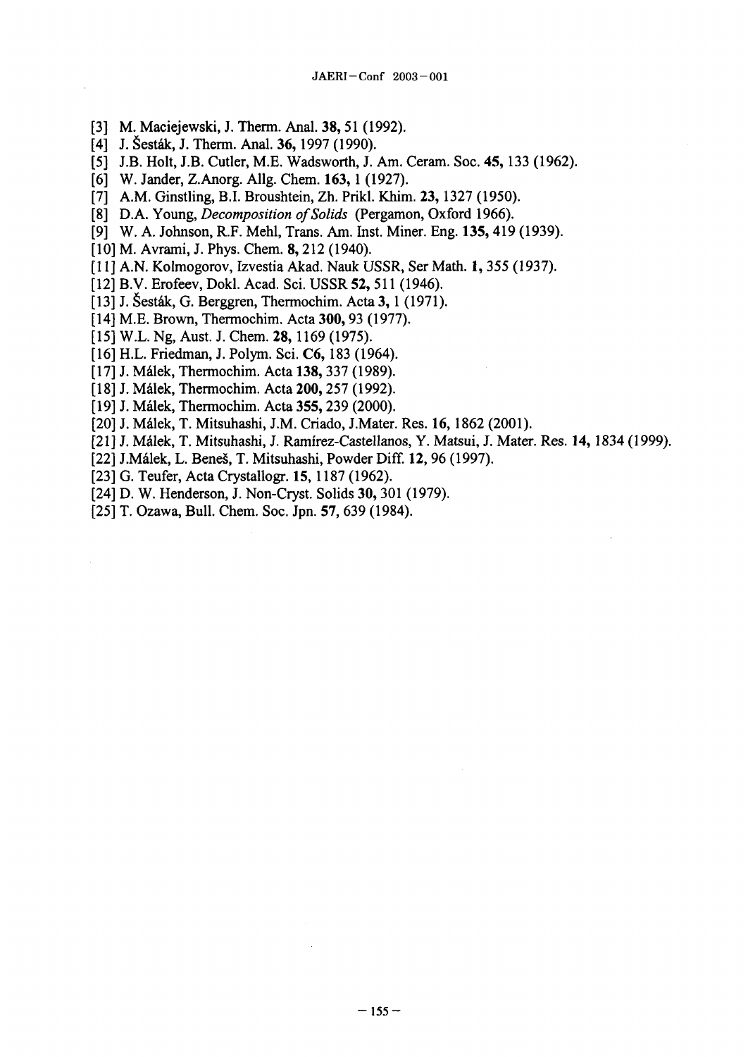[3] M. Maciejewski, J. Therm. Anal. **38,** 51 (1992).
[4] J. Šesták, J. Therm. Anal. **36,** 1997 (1990).
[5] J.B. Holt, J.B. Cutler, M.E. Wadsworth, J. Am. Ceram. Soc. **45,** 133 (1962).
[6] W. Jander, Z.Anorg. Allg. Chem. **163,** 1 (1927).
[7] A.M. Ginstling, B.I. Broushtein, Zh. Prikl. Khim. **23,** 1327 (1950).
[8] D.A. Young, *Decomposition of Solids* (Pergamon, Oxford 1966).
[9] W. A. Johnson, R.F. Mehl, Trans. Am. Inst. Miner. Eng. **135,** 419 (1939).
[10] M. Avrami, J. Phys. Chem. **8,** 212 (1940).
[11] A.N. Kolmogorov, Izvestia Akad. Nauk USSR, Ser Math. **1,** 355 (1937).
[12] B.V. Erofeev, Dokl. Acad. Sci. USSR **52,** 511 (1946).
[13] J. Šesták, G. Berggren, Thermochim. Acta **3,** 1 (1971).
[14] M.E. Brown, Thermochim. Acta **300,** 93 (1977).
[15] W.L. Ng, Aust. J. Chem. **28,** 1169 (1975).
[16] H.L. Friedman, J. Polym. Sci. **C6,** 183 (1964).
[17] J. Málek, Thermochim. Acta **138,** 337 (1989).
[18] J. Málek, Thermochim. Acta **200,** 257 (1992).
[19] J. Málek, Thermochim. Acta **355,** 239 (2000).
[20] J. Málek, T. Mitsuhashi, J.M. Criado, J.Mater. Res. **16,** 1862 (2001).
[21] J. Málek, T. Mitsuhashi, J. Ramírez-Castellanos, Y. Matsui, J. Mater. Res. **14,** 1834 (1999).
[22] J.Málek, L. Beneš, T. Mitsuhashi, Powder Diff. **12,** 96 (1997).
[23] G. Teufer, Acta Crystallogr. **15,** 1187 (1962).
[24] D. W. Henderson, J. Non-Cryst. Solids **30,** 301 (1979).
[25] T. Ozawa, Bull. Chem. Soc. Jpn. **57,** 639 (1984).